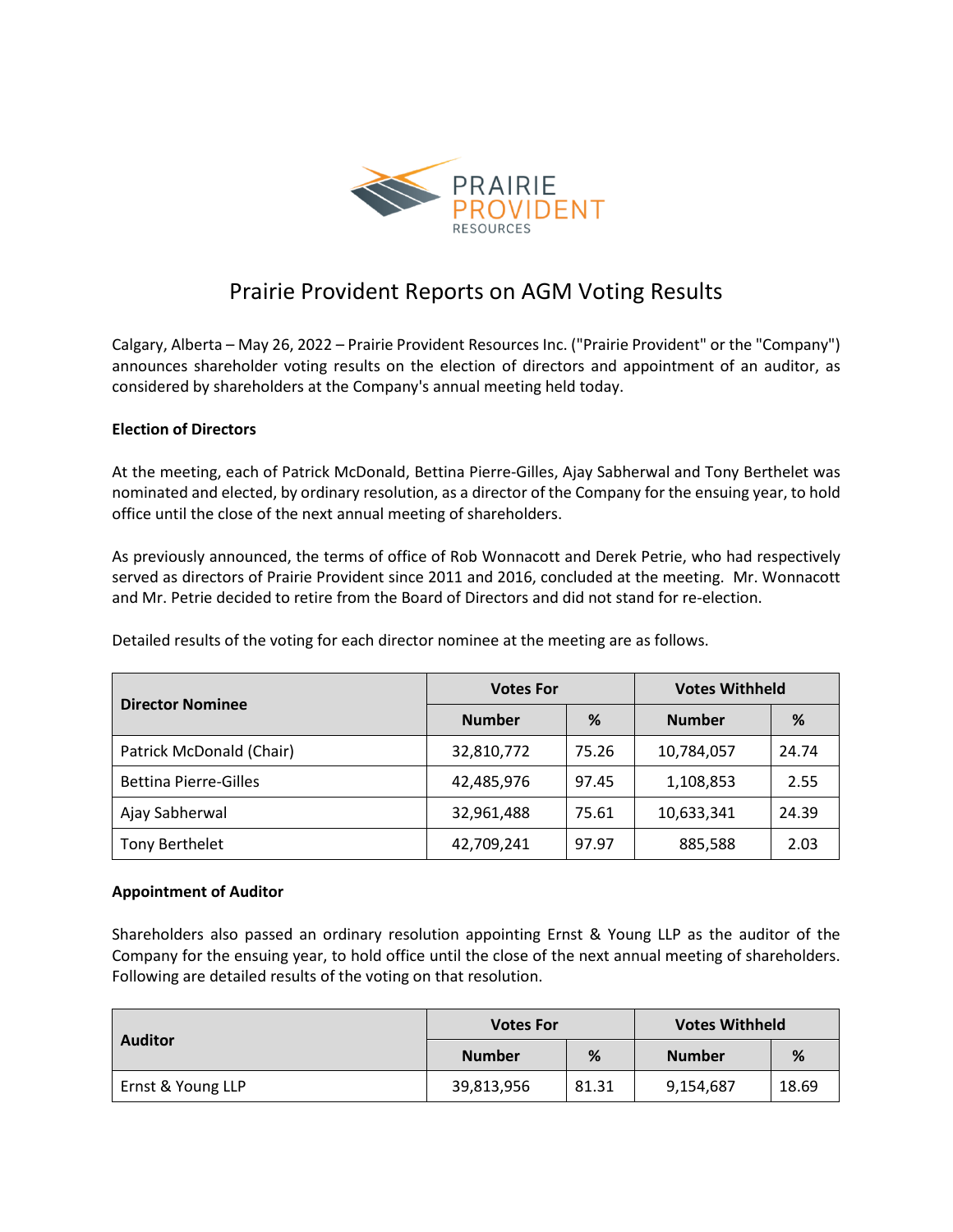# Prairie Provident Reports on AGM Voting Results

Calgary, Alberta – May 26, 2022 – Prairie Provident Resources Inc. ("Prairie Provident" or the "Company") announces shareholder voting results on the election of directors and appointment of an auditor, as considered by shareholders at the Company's annual meeting held today.

**Election of Directors**

At the meeting, each of Patrick McDonald, Bettina Pierre-Gilles, Ajay Sabherwal and Tony Berthelet was nominated and elected, by ordinary resolution, as a director of the Company for the ensuing year, to hold office until the close of the next annual meeting of shareholders.

As previously announced, the terms of office of Rob Wonnacott and Derek Petrie, who had respectively served as directors of Prairie Provident since 2011 and 2016, concluded at the meeting. Mr. Wonnacott and Mr. Petrie decided to retire from the Board of Directors and did not stand for re-election.

Detailed results of the voting for each director nominee at the meeting are as follows.

| Director Nominee | Votes For | | Votes Withheld | |
|---|---|---|---|---|
| | Number | % | Number | % |
| Patrick McDonald (Chair) | 32,810,772 | 75.26 | 10,784,057 | 24.74 |
| Bettina Pierre-Gilles | 42,485,976 | 97.45 | 1,108,853 | 2.55 |
| Ajay Sabherwal | 32,961,488 | 75.61 | 10,633,341 | 24.39 |
| Tony Berthelet | 42,709,241 | 97.97 | 885,588 | 2.03 |

**Appointment of Auditor**

Shareholders also passed an ordinary resolution appointing Ernst & Young LLP as the auditor of the Company for the ensuing year, to hold office until the close of the next annual meeting of shareholders. Following are detailed results of the voting on that resolution.

| Auditor | Votes For | | Votes Withheld | |
|---|---|---|---|---|
| | Number | % | Number | % |
| Ernst & Young LLP | 39,813,956 | 81.31 | 9,154,687 | 18.69 |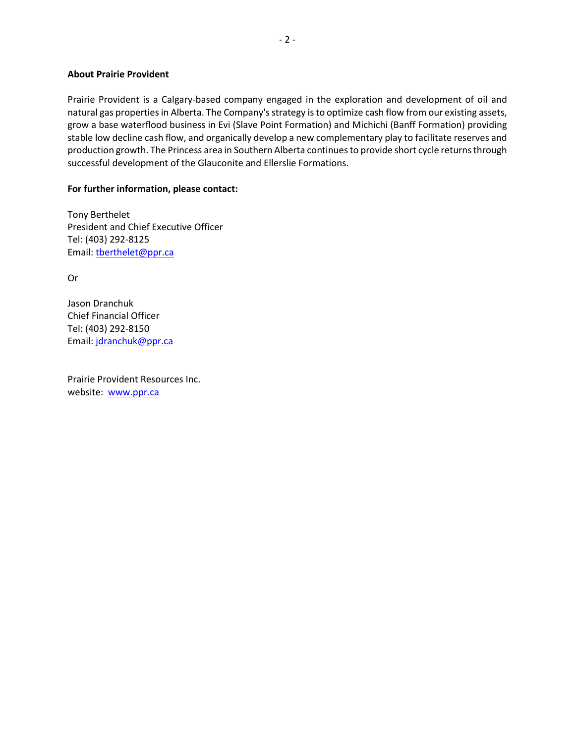**About Prairie Provident**

Prairie Provident is a Calgary-based company engaged in the exploration and development of oil and natural gas properties in Alberta. The Company's strategy is to optimize cash flow from our existing assets, grow a base waterflood business in Evi (Slave Point Formation) and Michichi (Banff Formation) providing stable low decline cash flow, and organically develop a new complementary play to facilitate reserves and production growth. The Princess area in Southern Alberta continues to provide short cycle returns through successful development of the Glauconite and Ellerslie Formations.

**For further information, please contact:**

Tony Berthelet
President and Chief Executive Officer
Tel: (403) 292-8125
Email: tberthelet@ppr.ca

Or

Jason Dranchuk
Chief Financial Officer
Tel: (403) 292-8150
Email: jdranchuk@ppr.ca

Prairie Provident Resources Inc.
website: www.ppr.ca